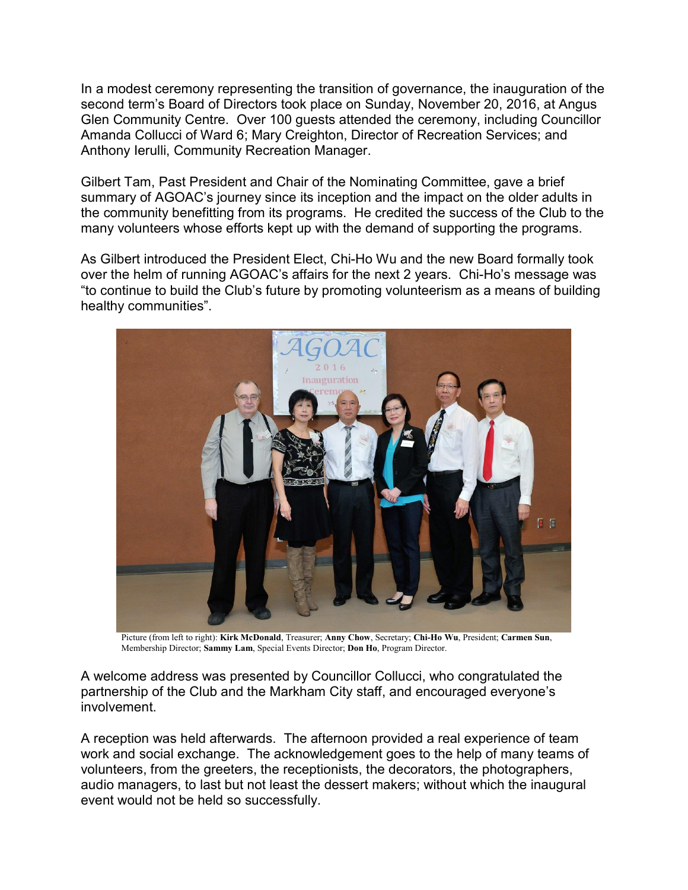In a modest ceremony representing the transition of governance, the inauguration of the second term's Board of Directors took place on Sunday, November 20, 2016, at Angus Glen Community Centre. Over 100 guests attended the ceremony, including Councillor Amanda Collucci of Ward 6; Mary Creighton, Director of Recreation Services; and Anthony Ierulli, Community Recreation Manager.

Gilbert Tam, Past President and Chair of the Nominating Committee, gave a brief summary of AGOAC's journey since its inception and the impact on the older adults in the community benefitting from its programs. He credited the success of the Club to the many volunteers whose efforts kept up with the demand of supporting the programs.

As Gilbert introduced the President Elect, Chi-Ho Wu and the new Board formally took over the helm of running AGOAC's affairs for the next 2 years. Chi-Ho's message was "to continue to build the Club's future by promoting volunteerism as a means of building healthy communities".

Picture (from left to right): **Kirk McDonald**, Treasurer; **Anny Chow**, Secretary; **Chi-Ho Wu**, President; **Carmen Sun**, Membership Director; **Sammy Lam**, Special Events Director; **Don Ho**, Program Director.

A welcome address was presented by Councillor Collucci, who congratulated the partnership of the Club and the Markham City staff, and encouraged everyone's involvement.

A reception was held afterwards. The afternoon provided a real experience of team work and social exchange. The acknowledgement goes to the help of many teams of volunteers, from the greeters, the receptionists, the decorators, the photographers, audio managers, to last but not least the dessert makers; without which the inaugural event would not be held so successfully.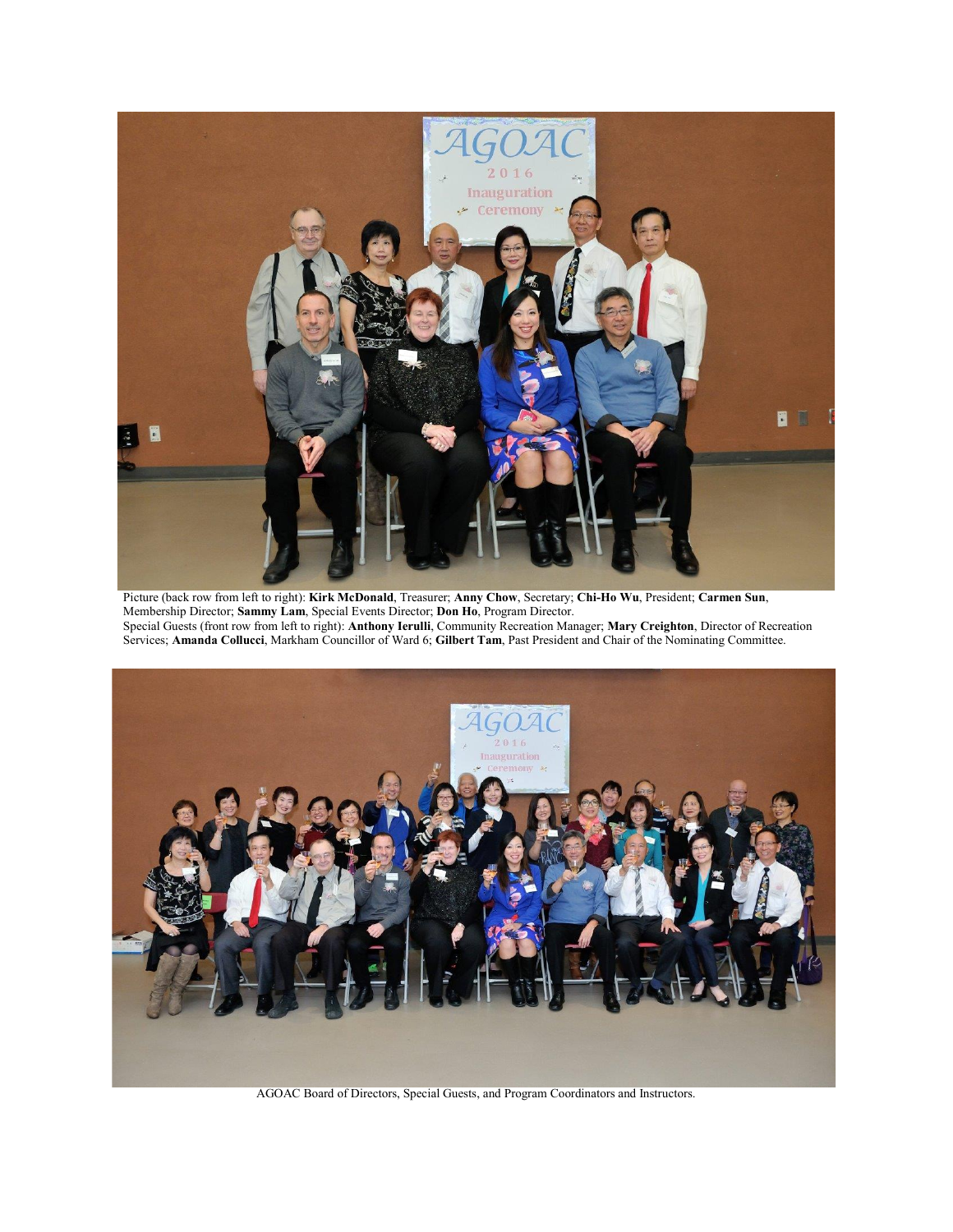Picture (back row from left to right): **Kirk McDonald**, Treasurer; **Anny Chow**, Secretary; **Chi-Ho Wu**, President; **Carmen Sun**, Membership Director; **Sammy Lam**, Special Events Director; **Don Ho**, Program Director.
Special Guests (front row from left to right): **Anthony Ierulli**, Community Recreation Manager; **Mary Creighton**, Director of Recreation Services; **Amanda Collucci**, Markham Councillor of Ward 6; **Gilbert Tam**, Past President and Chair of the Nominating Committee.

AGOAC Board of Directors, Special Guests, and Program Coordinators and Instructors.